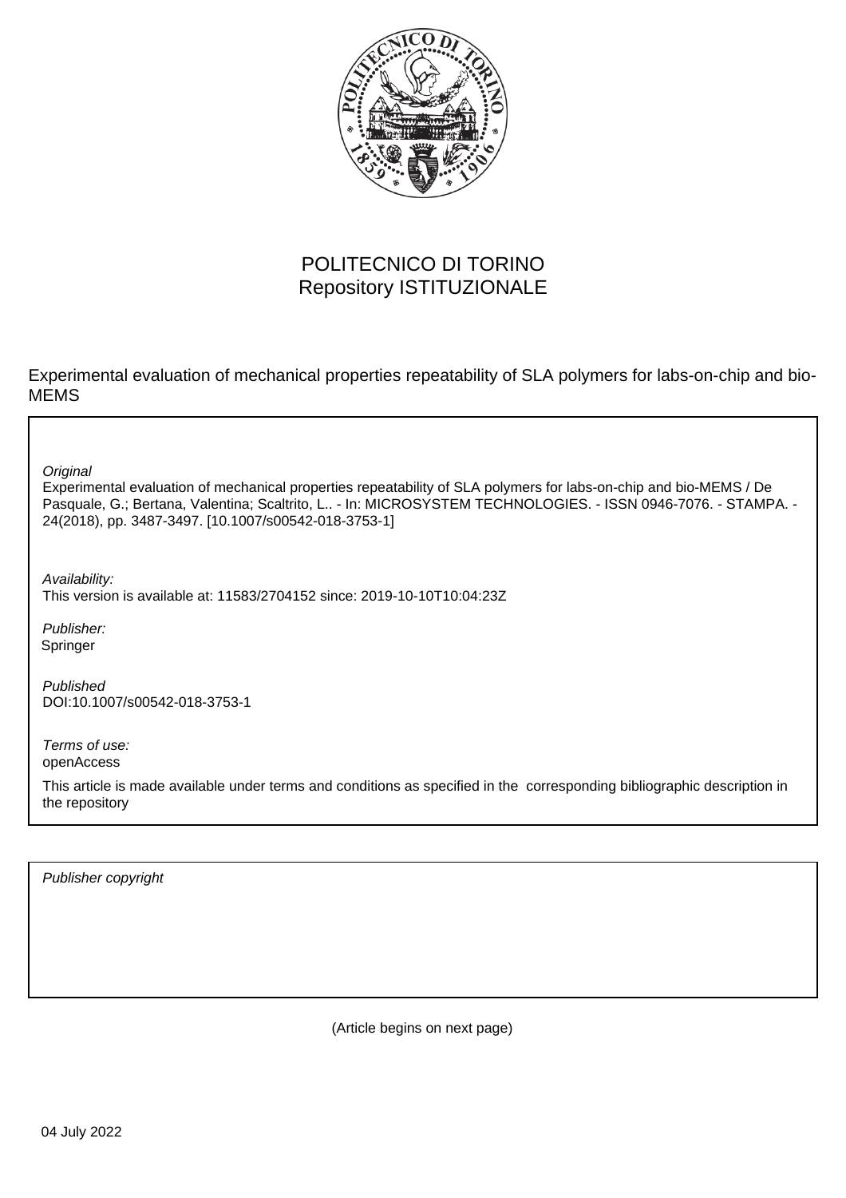POLITECNICO DI TORINO
Repository ISTITUZIONALE

Experimental evaluation of mechanical properties repeatability of SLA polymers for labs-on-chip and bio-MEMS

*Original*
Experimental evaluation of mechanical properties repeatability of SLA polymers for labs-on-chip and bio-MEMS / De Pasquale, G.; Bertana, Valentina; Scaltrito, L.. - In: MICROSYSTEM TECHNOLOGIES. - ISSN 0946-7076. - STAMPA. - 24(2018), pp. 3487-3497. [10.1007/s00542-018-3753-1]

*Availability:*
This version is available at: 11583/2704152 since: 2019-10-10T10:04:23Z

*Publisher:*
Springer

*Published*
DOI:10.1007/s00542-018-3753-1

*Terms of use:*
openAccess

This article is made available under terms and conditions as specified in the corresponding bibliographic description in the repository

*Publisher copyright*

(Article begins on next page)

04 July 2022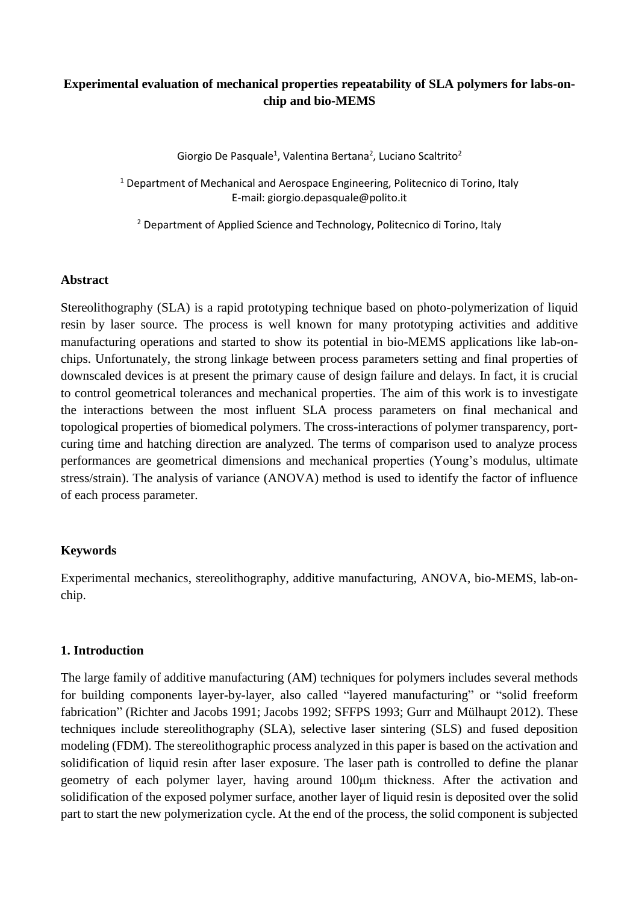**Experimental evaluation of mechanical properties repeatability of SLA polymers for labs-on-chip and bio-MEMS**

Giorgio De Pasquale[1], Valentina Bertana[2], Luciano Scaltrito[2]

[1] Department of Mechanical and Aerospace Engineering, Politecnico di Torino, Italy
E-mail: giorgio.depasquale@polito.it

[2] Department of Applied Science and Technology, Politecnico di Torino, Italy

### Abstract

Stereolithography (SLA) is a rapid prototyping technique based on photo-polymerization of liquid resin by laser source. The process is well known for many prototyping activities and additive manufacturing operations and started to show its potential in bio-MEMS applications like lab-on-chips. Unfortunately, the strong linkage between process parameters setting and final properties of downscaled devices is at present the primary cause of design failure and delays. In fact, it is crucial to control geometrical tolerances and mechanical properties. The aim of this work is to investigate the interactions between the most influent SLA process parameters on final mechanical and topological properties of biomedical polymers. The cross-interactions of polymer transparency, port-curing time and hatching direction are analyzed. The terms of comparison used to analyze process performances are geometrical dimensions and mechanical properties (Young's modulus, ultimate stress/strain). The analysis of variance (ANOVA) method is used to identify the factor of influence of each process parameter.

### Keywords

Experimental mechanics, stereolithography, additive manufacturing, ANOVA, bio-MEMS, lab-on-chip.

### 1. Introduction

The large family of additive manufacturing (AM) techniques for polymers includes several methods for building components layer-by-layer, also called "layered manufacturing" or "solid freeform fabrication" (Richter and Jacobs 1991; Jacobs 1992; SFFPS 1993; Gurr and Mülhaupt 2012). These techniques include stereolithography (SLA), selective laser sintering (SLS) and fused deposition modeling (FDM). The stereolithographic process analyzed in this paper is based on the activation and solidification of liquid resin after laser exposure. The laser path is controlled to define the planar geometry of each polymer layer, having around 100μm thickness. After the activation and solidification of the exposed polymer surface, another layer of liquid resin is deposited over the solid part to start the new polymerization cycle. At the end of the process, the solid component is subjected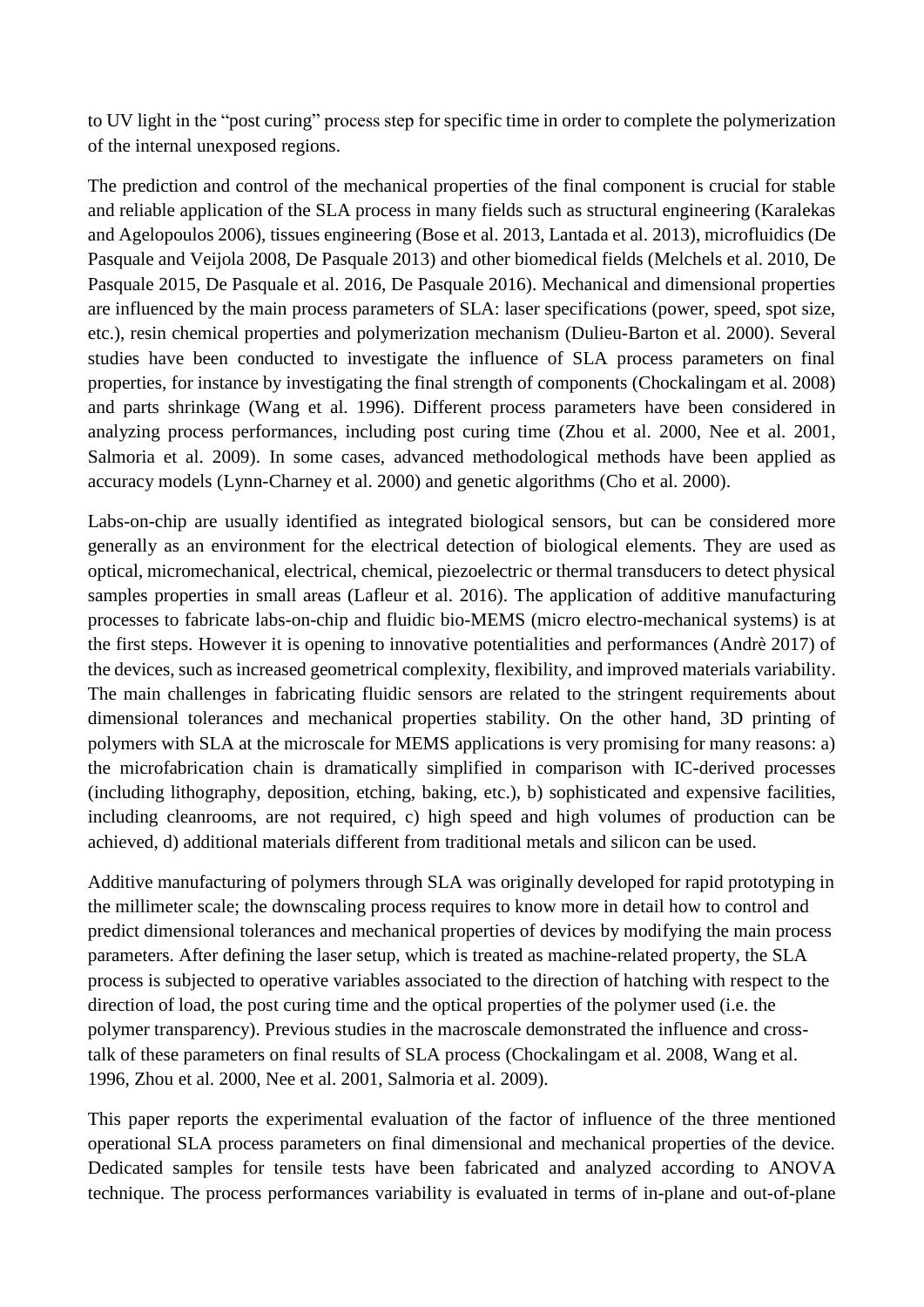to UV light in the “post curing” process step for specific time in order to complete the polymerization of the internal unexposed regions.

The prediction and control of the mechanical properties of the final component is crucial for stable and reliable application of the SLA process in many fields such as structural engineering (Karalekas and Agelopoulos 2006), tissues engineering (Bose et al. 2013, Lantada et al. 2013), microfluidics (De Pasquale and Veijola 2008, De Pasquale 2013) and other biomedical fields (Melchels et al. 2010, De Pasquale 2015, De Pasquale et al. 2016, De Pasquale 2016). Mechanical and dimensional properties are influenced by the main process parameters of SLA: laser specifications (power, speed, spot size, etc.), resin chemical properties and polymerization mechanism (Dulieu-Barton et al. 2000). Several studies have been conducted to investigate the influence of SLA process parameters on final properties, for instance by investigating the final strength of components (Chockalingam et al. 2008) and parts shrinkage (Wang et al. 1996). Different process parameters have been considered in analyzing process performances, including post curing time (Zhou et al. 2000, Nee et al. 2001, Salmoria et al. 2009). In some cases, advanced methodological methods have been applied as accuracy models (Lynn-Charney et al. 2000) and genetic algorithms (Cho et al. 2000).

Labs-on-chip are usually identified as integrated biological sensors, but can be considered more generally as an environment for the electrical detection of biological elements. They are used as optical, micromechanical, electrical, chemical, piezoelectric or thermal transducers to detect physical samples properties in small areas (Lafleur et al. 2016). The application of additive manufacturing processes to fabricate labs-on-chip and fluidic bio-MEMS (micro electro-mechanical systems) is at the first steps. However it is opening to innovative potentialities and performances (Andrè 2017) of the devices, such as increased geometrical complexity, flexibility, and improved materials variability. The main challenges in fabricating fluidic sensors are related to the stringent requirements about dimensional tolerances and mechanical properties stability. On the other hand, 3D printing of polymers with SLA at the microscale for MEMS applications is very promising for many reasons: a) the microfabrication chain is dramatically simplified in comparison with IC-derived processes (including lithography, deposition, etching, baking, etc.), b) sophisticated and expensive facilities, including cleanrooms, are not required, c) high speed and high volumes of production can be achieved, d) additional materials different from traditional metals and silicon can be used.

Additive manufacturing of polymers through SLA was originally developed for rapid prototyping in the millimeter scale; the downscaling process requires to know more in detail how to control and predict dimensional tolerances and mechanical properties of devices by modifying the main process parameters. After defining the laser setup, which is treated as machine-related property, the SLA process is subjected to operative variables associated to the direction of hatching with respect to the direction of load, the post curing time and the optical properties of the polymer used (i.e. the polymer transparency). Previous studies in the macroscale demonstrated the influence and cross-talk of these parameters on final results of SLA process (Chockalingam et al. 2008, Wang et al. 1996, Zhou et al. 2000, Nee et al. 2001, Salmoria et al. 2009).

This paper reports the experimental evaluation of the factor of influence of the three mentioned operational SLA process parameters on final dimensional and mechanical properties of the device. Dedicated samples for tensile tests have been fabricated and analyzed according to ANOVA technique. The process performances variability is evaluated in terms of in-plane and out-of-plane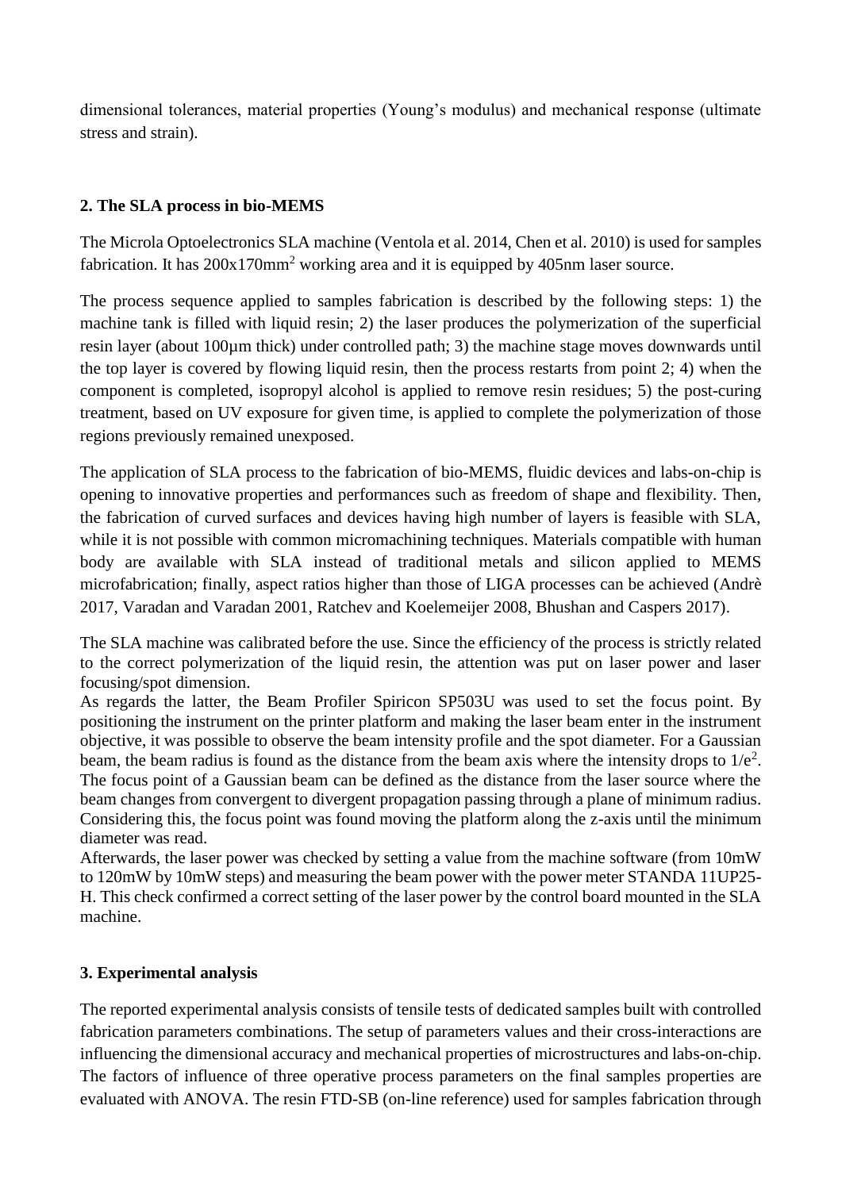dimensional tolerances, material properties (Young's modulus) and mechanical response (ultimate stress and strain).

## 2. The SLA process in bio-MEMS

The Microla Optoelectronics SLA machine (Ventola et al. 2014, Chen et al. 2010) is used for samples fabrication. It has 200x170mm$^2$ working area and it is equipped by 405nm laser source.

The process sequence applied to samples fabrication is described by the following steps: 1) the machine tank is filled with liquid resin; 2) the laser produces the polymerization of the superficial resin layer (about 100µm thick) under controlled path; 3) the machine stage moves downwards until the top layer is covered by flowing liquid resin, then the process restarts from point 2; 4) when the component is completed, isopropyl alcohol is applied to remove resin residues; 5) the post-curing treatment, based on UV exposure for given time, is applied to complete the polymerization of those regions previously remained unexposed.

The application of SLA process to the fabrication of bio-MEMS, fluidic devices and labs-on-chip is opening to innovative properties and performances such as freedom of shape and flexibility. Then, the fabrication of curved surfaces and devices having high number of layers is feasible with SLA, while it is not possible with common micromachining techniques. Materials compatible with human body are available with SLA instead of traditional metals and silicon applied to MEMS microfabrication; finally, aspect ratios higher than those of LIGA processes can be achieved (Andrè 2017, Varadan and Varadan 2001, Ratchev and Koelemeijer 2008, Bhushan and Caspers 2017).

The SLA machine was calibrated before the use. Since the efficiency of the process is strictly related to the correct polymerization of the liquid resin, the attention was put on laser power and laser focusing/spot dimension.

As regards the latter, the Beam Profiler Spiricon SP503U was used to set the focus point. By positioning the instrument on the printer platform and making the laser beam enter in the instrument objective, it was possible to observe the beam intensity profile and the spot diameter. For a Gaussian beam, the beam radius is found as the distance from the beam axis where the intensity drops to $1/e^2$. The focus point of a Gaussian beam can be defined as the distance from the laser source where the beam changes from convergent to divergent propagation passing through a plane of minimum radius. Considering this, the focus point was found moving the platform along the z-axis until the minimum diameter was read.

Afterwards, the laser power was checked by setting a value from the machine software (from 10mW to 120mW by 10mW steps) and measuring the beam power with the power meter STANDA 11UP25-H. This check confirmed a correct setting of the laser power by the control board mounted in the SLA machine.

## 3. Experimental analysis

The reported experimental analysis consists of tensile tests of dedicated samples built with controlled fabrication parameters combinations. The setup of parameters values and their cross-interactions are influencing the dimensional accuracy and mechanical properties of microstructures and labs-on-chip. The factors of influence of three operative process parameters on the final samples properties are evaluated with ANOVA. The resin FTD-SB (on-line reference) used for samples fabrication through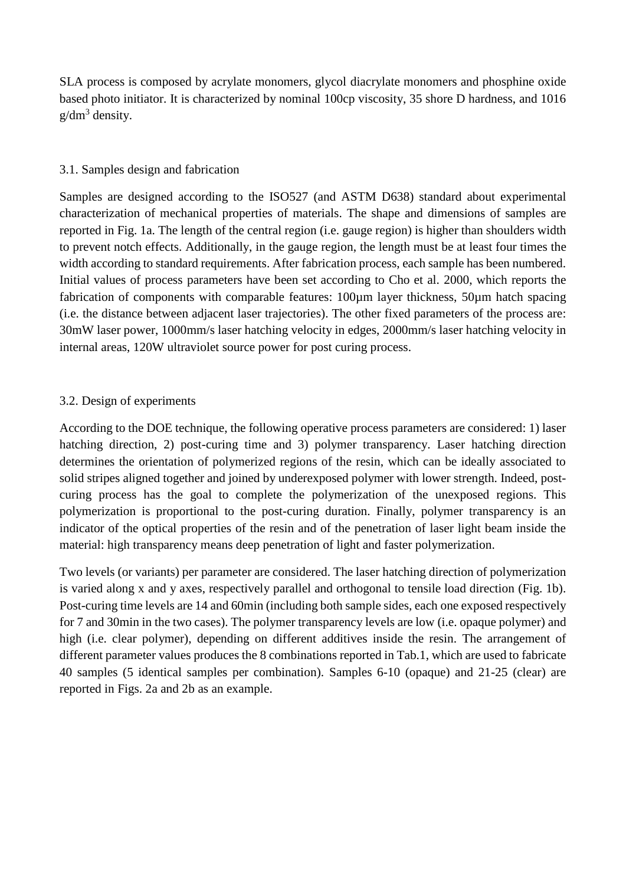SLA process is composed by acrylate monomers, glycol diacrylate monomers and phosphine oxide based photo initiator. It is characterized by nominal 100cp viscosity, 35 shore D hardness, and 1016 $g/dm^3$ density.

### 3.1. Samples design and fabrication

Samples are designed according to the ISO527 (and ASTM D638) standard about experimental characterization of mechanical properties of materials. The shape and dimensions of samples are reported in Fig. 1a. The length of the central region (i.e. gauge region) is higher than shoulders width to prevent notch effects. Additionally, in the gauge region, the length must be at least four times the width according to standard requirements. After fabrication process, each sample has been numbered. Initial values of process parameters have been set according to Cho et al. 2000, which reports the fabrication of components with comparable features: 100μm layer thickness, 50μm hatch spacing (i.e. the distance between adjacent laser trajectories). The other fixed parameters of the process are: 30mW laser power, 1000mm/s laser hatching velocity in edges, 2000mm/s laser hatching velocity in internal areas, 120W ultraviolet source power for post curing process.

### 3.2. Design of experiments

According to the DOE technique, the following operative process parameters are considered: 1) laser hatching direction, 2) post-curing time and 3) polymer transparency. Laser hatching direction determines the orientation of polymerized regions of the resin, which can be ideally associated to solid stripes aligned together and joined by underexposed polymer with lower strength. Indeed, post-curing process has the goal to complete the polymerization of the unexposed regions. This polymerization is proportional to the post-curing duration. Finally, polymer transparency is an indicator of the optical properties of the resin and of the penetration of laser light beam inside the material: high transparency means deep penetration of light and faster polymerization.

Two levels (or variants) per parameter are considered. The laser hatching direction of polymerization is varied along x and y axes, respectively parallel and orthogonal to tensile load direction (Fig. 1b). Post-curing time levels are 14 and 60min (including both sample sides, each one exposed respectively for 7 and 30min in the two cases). The polymer transparency levels are low (i.e. opaque polymer) and high (i.e. clear polymer), depending on different additives inside the resin. The arrangement of different parameter values produces the 8 combinations reported in Tab.1, which are used to fabricate 40 samples (5 identical samples per combination). Samples 6-10 (opaque) and 21-25 (clear) are reported in Figs. 2a and 2b as an example.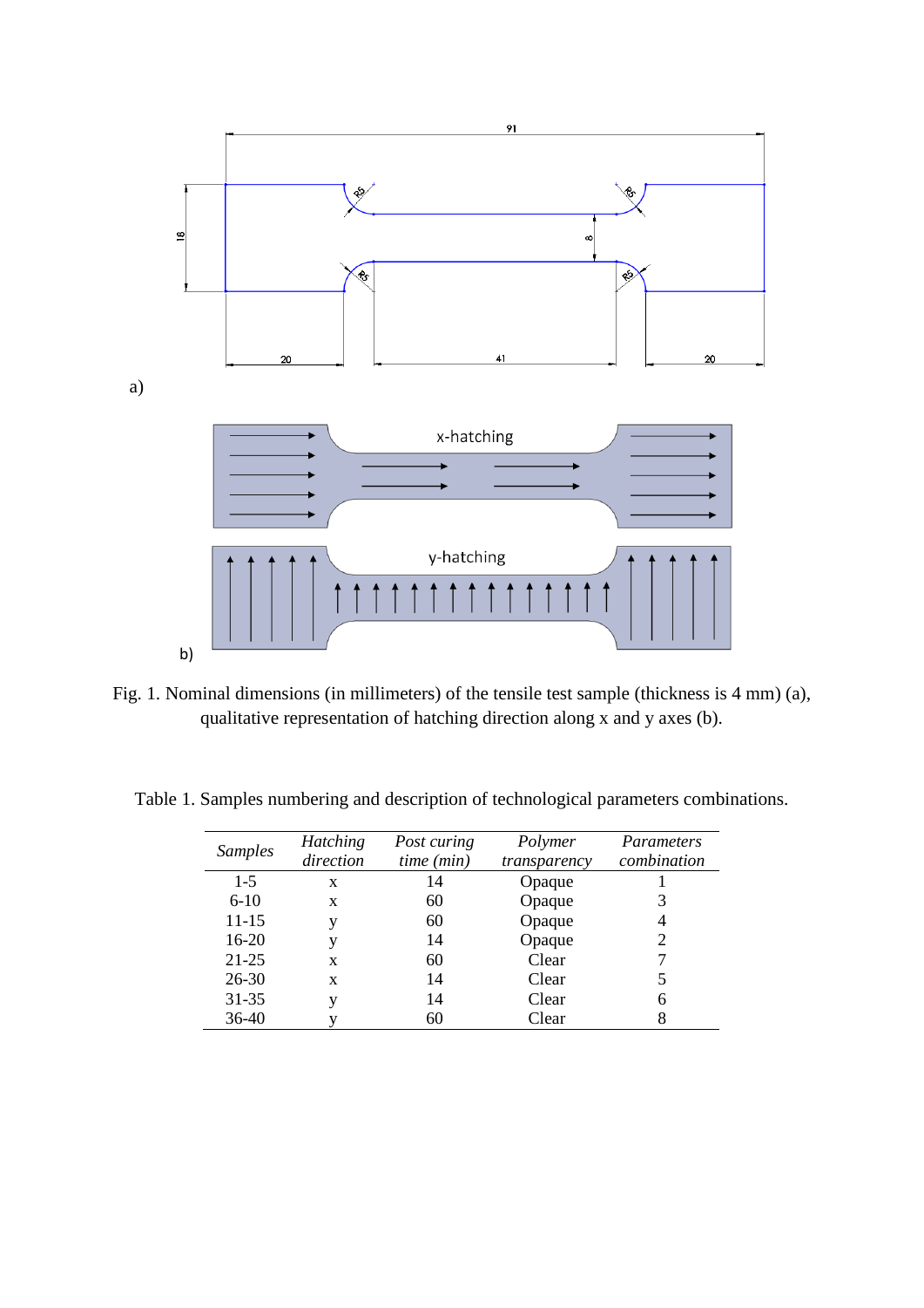a)

b)

Fig. 1. Nominal dimensions (in millimeters) of the tensile test sample (thickness is 4 mm) (a), qualitative representation of hatching direction along x and y axes (b).

Table 1. Samples numbering and description of technological parameters combinations.

| *Samples* | *Hatching direction* | *Post curing time (min)* | *Polymer transparency* | *Parameters combination* |
|---|---|---|---|---|
| 1-5 | x | 14 | Opaque | 1 |
| 6-10 | x | 60 | Opaque | 3 |
| 11-15 | y | 60 | Opaque | 4 |
| 16-20 | y | 14 | Opaque | 2 |
| 21-25 | x | 60 | Clear | 7 |
| 26-30 | x | 14 | Clear | 5 |
| 31-35 | y | 14 | Clear | 6 |
| 36-40 | y | 60 | Clear | 8 |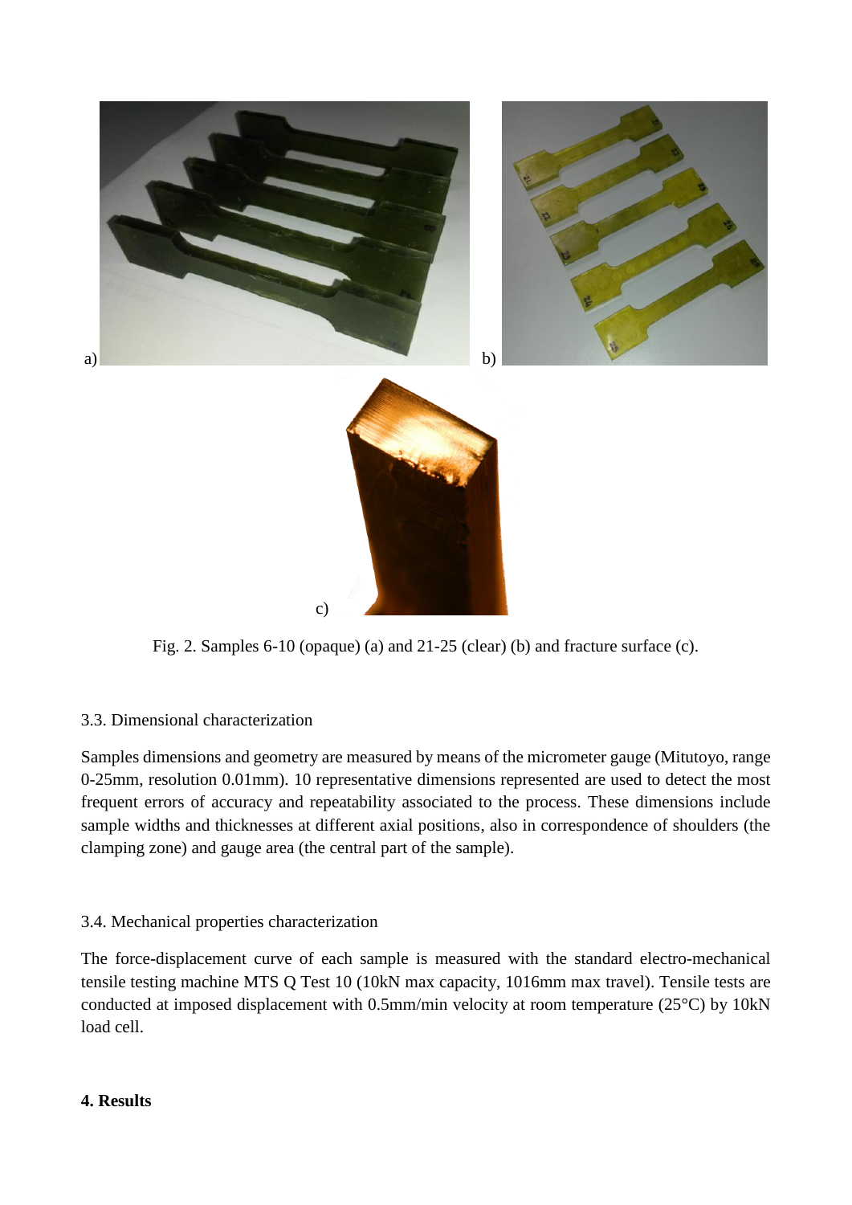Fig. 2. Samples 6-10 (opaque) (a) and 21-25 (clear) (b) and fracture surface (c).

### 3.3. Dimensional characterization

Samples dimensions and geometry are measured by means of the micrometer gauge (Mitutoyo, range 0-25mm, resolution 0.01mm). 10 representative dimensions represented are used to detect the most frequent errors of accuracy and repeatability associated to the process. These dimensions include sample widths and thicknesses at different axial positions, also in correspondence of shoulders (the clamping zone) and gauge area (the central part of the sample).

### 3.4. Mechanical properties characterization

The force-displacement curve of each sample is measured with the standard electro-mechanical tensile testing machine MTS Q Test 10 (10kN max capacity, 1016mm max travel). Tensile tests are conducted at imposed displacement with 0.5mm/min velocity at room temperature (25°C) by 10kN load cell.

## 4. Results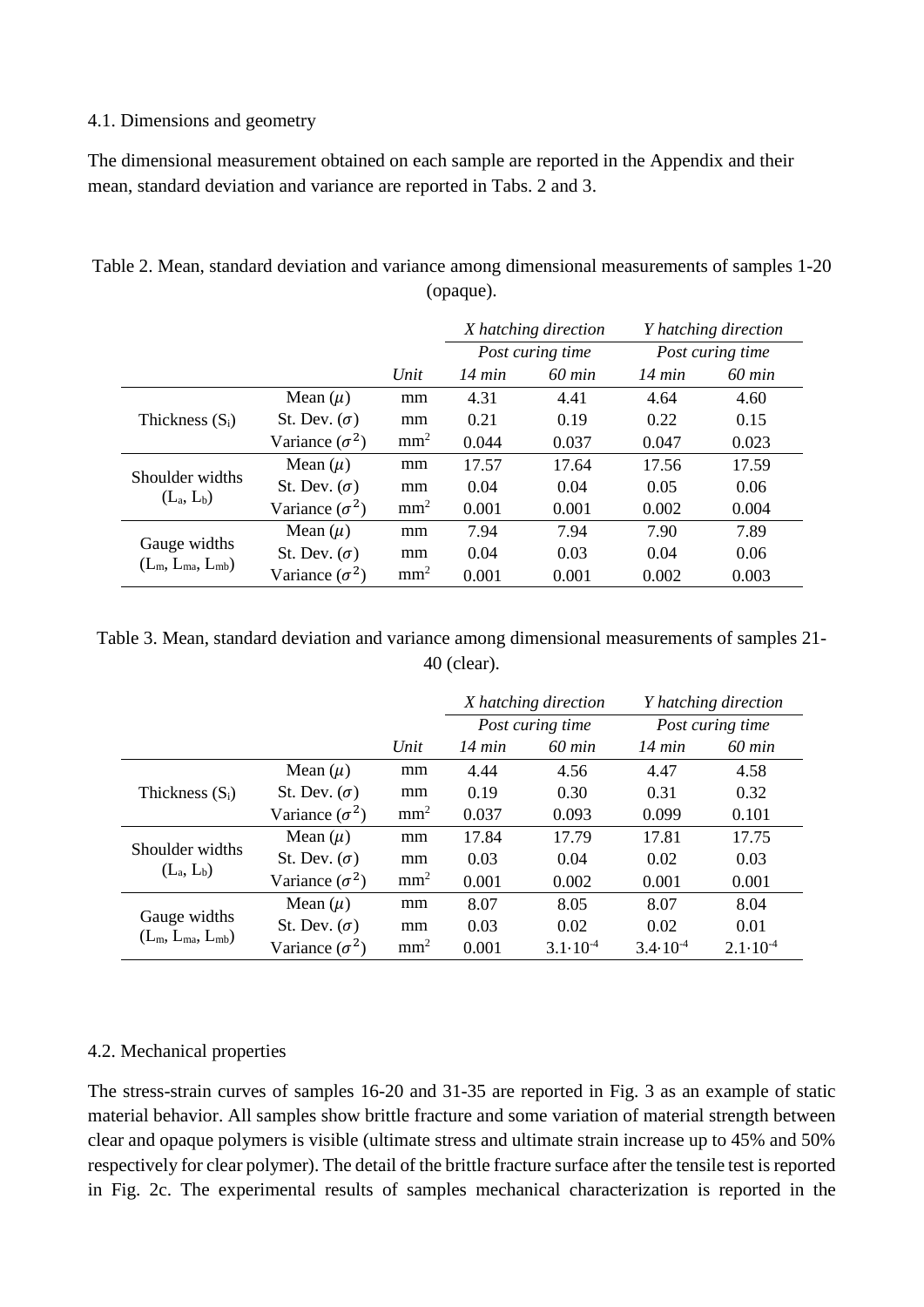### 4.1. Dimensions and geometry

The dimensional measurement obtained on each sample are reported in the Appendix and their mean, standard deviation and variance are reported in Tabs. 2 and 3.

Table 2. Mean, standard deviation and variance among dimensional measurements of samples 1-20 (opaque).

| | | | *X hatching direction* | | *Y hatching direction* | |
|---|---|---|---|---|---|---|
| | | | *Post curing time* | | *Post curing time* | |
| | | *Unit* | *14 min* | *60 min* | *14 min* | *60 min* |
| Thickness ($S_i$) | Mean ($\mu$) | mm | 4.31 | 4.41 | 4.64 | 4.60 |
| | St. Dev. ($\sigma$) | mm | 0.21 | 0.19 | 0.22 | 0.15 |
| | Variance ($\sigma^2$) | mm$^2$ | 0.044 | 0.037 | 0.047 | 0.023 |
| Shoulder widths ($L_a$, $L_b$) | Mean ($\mu$) | mm | 17.57 | 17.64 | 17.56 | 17.59 |
| | St. Dev. ($\sigma$) | mm | 0.04 | 0.04 | 0.05 | 0.06 |
| | Variance ($\sigma^2$) | mm$^2$ | 0.001 | 0.001 | 0.002 | 0.004 |
| Gauge widths ($L_m$, $L_{ma}$, $L_{mb}$) | Mean ($\mu$) | mm | 7.94 | 7.94 | 7.90 | 7.89 |
| | St. Dev. ($\sigma$) | mm | 0.04 | 0.03 | 0.04 | 0.06 |
| | Variance ($\sigma^2$) | mm$^2$ | 0.001 | 0.001 | 0.002 | 0.003 |

Table 3. Mean, standard deviation and variance among dimensional measurements of samples 21-40 (clear).

| | | | *X hatching direction* | | *Y hatching direction* | |
|---|---|---|---|---|---|---|
| | | | *Post curing time* | | *Post curing time* | |
| | | *Unit* | *14 min* | *60 min* | *14 min* | *60 min* |
| Thickness ($S_i$) | Mean ($\mu$) | mm | 4.44 | 4.56 | 4.47 | 4.58 |
| | St. Dev. ($\sigma$) | mm | 0.19 | 0.30 | 0.31 | 0.32 |
| | Variance ($\sigma^2$) | mm$^2$ | 0.037 | 0.093 | 0.099 | 0.101 |
| Shoulder widths ($L_a$, $L_b$) | Mean ($\mu$) | mm | 17.84 | 17.79 | 17.81 | 17.75 |
| | St. Dev. ($\sigma$) | mm | 0.03 | 0.04 | 0.02 | 0.03 |
| | Variance ($\sigma^2$) | mm$^2$ | 0.001 | 0.002 | 0.001 | 0.001 |
| Gauge widths ($L_m$, $L_{ma}$, $L_{mb}$) | Mean ($\mu$) | mm | 8.07 | 8.05 | 8.07 | 8.04 |
| | St. Dev. ($\sigma$) | mm | 0.03 | 0.02 | 0.02 | 0.01 |
| | Variance ($\sigma^2$) | mm$^2$ | 0.001 | $3.1 \cdot 10^{-4}$ | $3.4 \cdot 10^{-4}$ | $2.1 \cdot 10^{-4}$ |

### 4.2. Mechanical properties

The stress-strain curves of samples 16-20 and 31-35 are reported in Fig. 3 as an example of static material behavior. All samples show brittle fracture and some variation of material strength between clear and opaque polymers is visible (ultimate stress and ultimate strain increase up to 45% and 50% respectively for clear polymer). The detail of the brittle fracture surface after the tensile test is reported in Fig. 2c. The experimental results of samples mechanical characterization is reported in the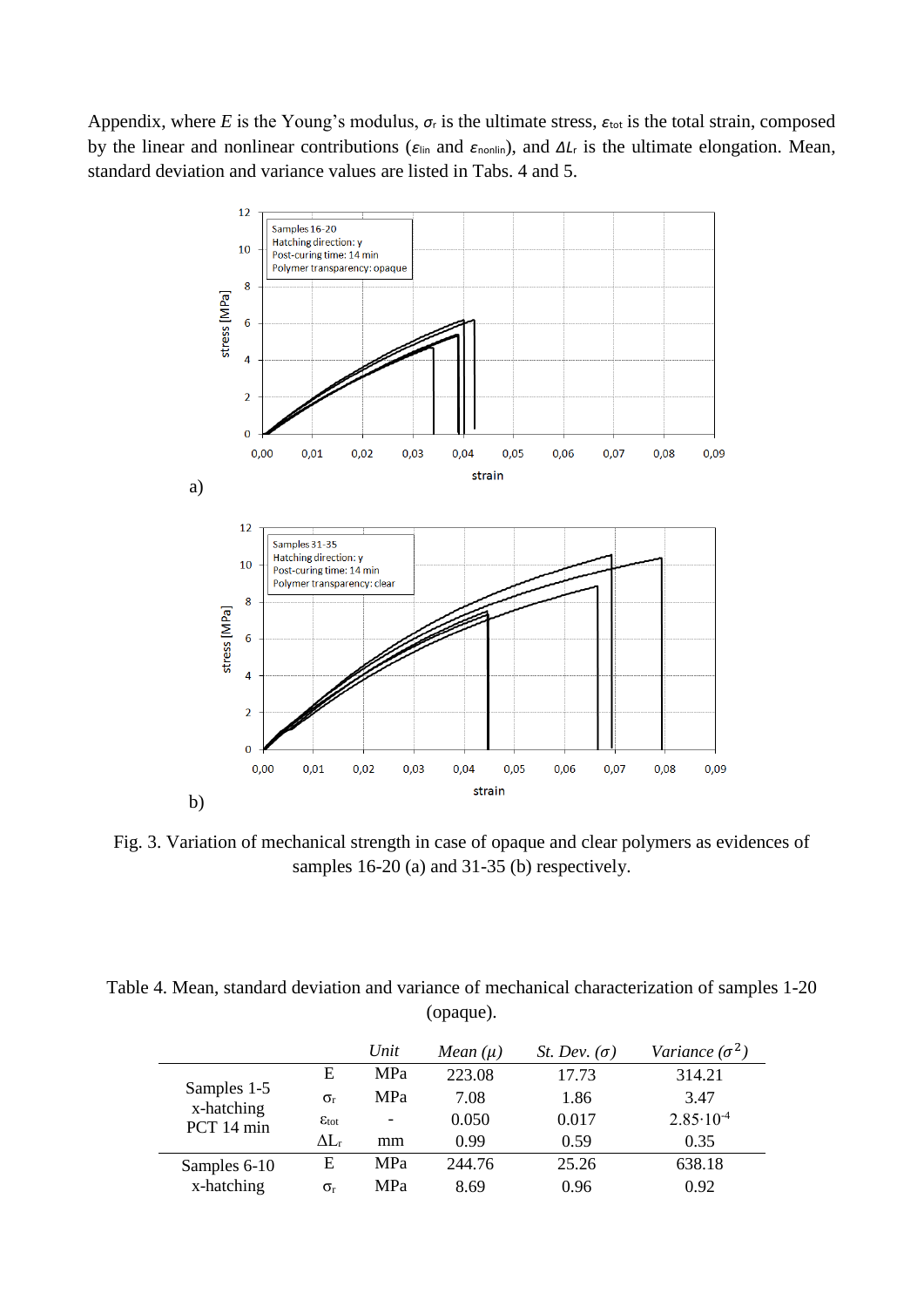Appendix, where *E* is the Young's modulus, $\sigma_r$ is the ultimate stress, $\varepsilon_{tot}$ is the total strain, composed by the linear and nonlinear contributions ($\varepsilon_{lin}$ and $\varepsilon_{nonlin}$), and $\Delta L_r$ is the ultimate elongation. Mean, standard deviation and variance values are listed in Tabs. 4 and 5.

a)

b)

Fig. 3. Variation of mechanical strength in case of opaque and clear polymers as evidences of samples 16-20 (a) and 31-35 (b) respectively.

Table 4. Mean, standard deviation and variance of mechanical characterization of samples 1-20 (opaque).

| | | *Unit* | *Mean ($\mu$)* | *St. Dev. ($\sigma$)* | *Variance ($\sigma^2$)* |
|---|---|---|---|---|---|
| Samples 1-5 x-hatching PCT 14 min | E | MPa | 223.08 | 17.73 | 314.21 |
| | $\sigma_r$ | MPa | 7.08 | 1.86 | 3.47 |
| | $\varepsilon_{tot}$ | - | 0.050 | 0.017 | $2.85 \cdot 10^{-4}$ |
| | $\Delta L_r$ | mm | 0.99 | 0.59 | 0.35 |
| Samples 6-10 x-hatching | E | MPa | 244.76 | 25.26 | 638.18 |
| | $\sigma_r$ | MPa | 8.69 | 0.96 | 0.92 |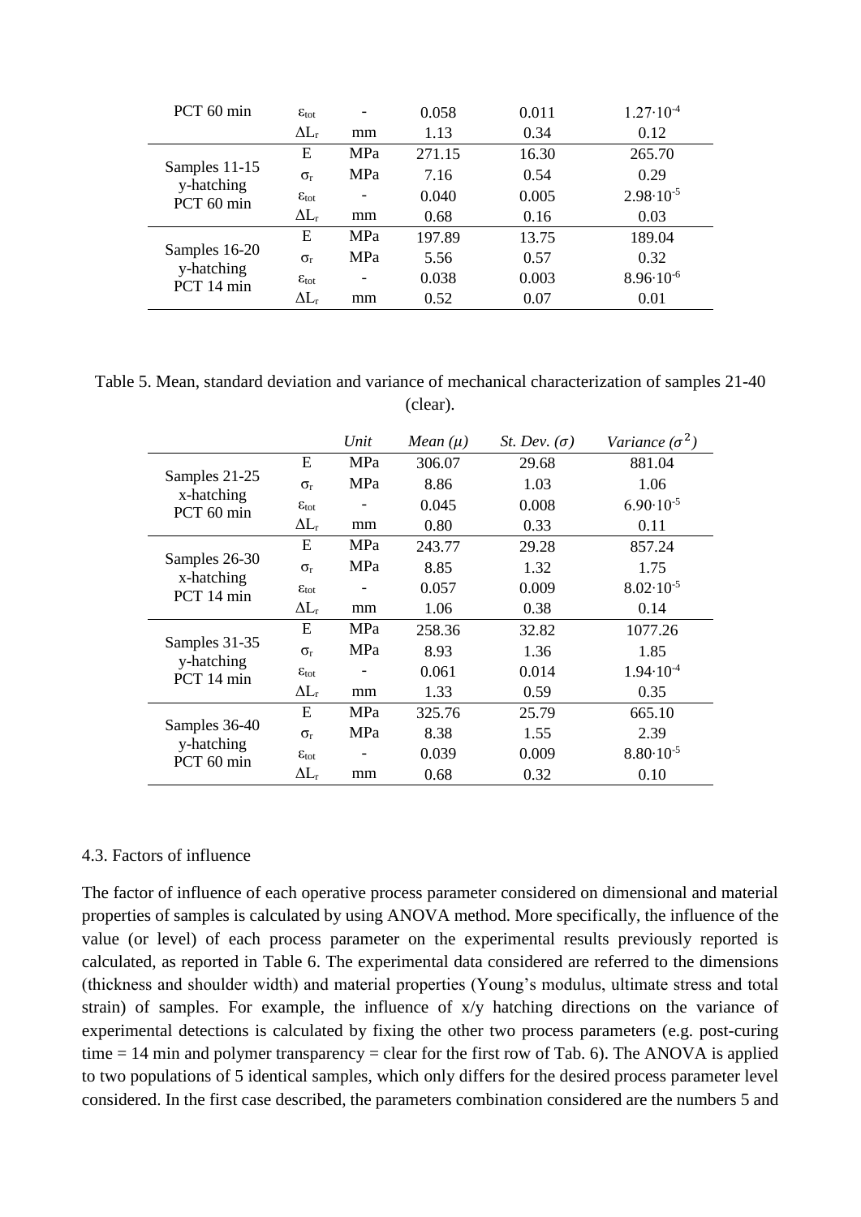| | | | | | |
|---|---|---|---|---|---|
| PCT 60 min | $\varepsilon_{tot}$ | - | 0.058 | 0.011 | $1.27 \cdot 10^{-4}$ |
| | $\Delta L_r$ | mm | 1.13 | 0.34 | 0.12 |
| Samples 11-15 y-hatching PCT 60 min | E | MPa | 271.15 | 16.30 | 265.70 |
| | $\sigma_r$ | MPa | 7.16 | 0.54 | 0.29 |
| | $\varepsilon_{tot}$ | - | 0.040 | 0.005 | $2.98 \cdot 10^{-5}$ |
| | $\Delta L_r$ | mm | 0.68 | 0.16 | 0.03 |
| Samples 16-20 y-hatching PCT 14 min | E | MPa | 197.89 | 13.75 | 189.04 |
| | $\sigma_r$ | MPa | 5.56 | 0.57 | 0.32 |
| | $\varepsilon_{tot}$ | - | 0.038 | 0.003 | $8.96 \cdot 10^{-6}$ |
| | $\Delta L_r$ | mm | 0.52 | 0.07 | 0.01 |

Table 5. Mean, standard deviation and variance of mechanical characterization of samples 21-40 (clear).

| | | Unit | Mean ($\mu$) | St. Dev. ($\sigma$) | Variance ($\sigma^2$) |
|---|---|---|---|---|---|
| Samples 21-25 x-hatching PCT 60 min | E | MPa | 306.07 | 29.68 | 881.04 |
| | $\sigma_r$ | MPa | 8.86 | 1.03 | 1.06 |
| | $\varepsilon_{tot}$ | - | 0.045 | 0.008 | $6.90 \cdot 10^{-5}$ |
| | $\Delta L_r$ | mm | 0.80 | 0.33 | 0.11 |
| Samples 26-30 x-hatching PCT 14 min | E | MPa | 243.77 | 29.28 | 857.24 |
| | $\sigma_r$ | MPa | 8.85 | 1.32 | 1.75 |
| | $\varepsilon_{tot}$ | - | 0.057 | 0.009 | $8.02 \cdot 10^{-5}$ |
| | $\Delta L_r$ | mm | 1.06 | 0.38 | 0.14 |
| Samples 31-35 y-hatching PCT 14 min | E | MPa | 258.36 | 32.82 | 1077.26 |
| | $\sigma_r$ | MPa | 8.93 | 1.36 | 1.85 |
| | $\varepsilon_{tot}$ | - | 0.061 | 0.014 | $1.94 \cdot 10^{-4}$ |
| | $\Delta L_r$ | mm | 1.33 | 0.59 | 0.35 |
| Samples 36-40 y-hatching PCT 60 min | E | MPa | 325.76 | 25.79 | 665.10 |
| | $\sigma_r$ | MPa | 8.38 | 1.55 | 2.39 |
| | $\varepsilon_{tot}$ | - | 0.039 | 0.009 | $8.80 \cdot 10^{-5}$ |
| | $\Delta L_r$ | mm | 0.68 | 0.32 | 0.10 |

### 4.3. Factors of influence

The factor of influence of each operative process parameter considered on dimensional and material properties of samples is calculated by using ANOVA method. More specifically, the influence of the value (or level) of each process parameter on the experimental results previously reported is calculated, as reported in Table 6. The experimental data considered are referred to the dimensions (thickness and shoulder width) and material properties (Young's modulus, ultimate stress and total strain) of samples. For example, the influence of x/y hatching directions on the variance of experimental detections is calculated by fixing the other two process parameters (e.g. post-curing time = 14 min and polymer transparency = clear for the first row of Tab. 6). The ANOVA is applied to two populations of 5 identical samples, which only differs for the desired process parameter level considered. In the first case described, the parameters combination considered are the numbers 5 and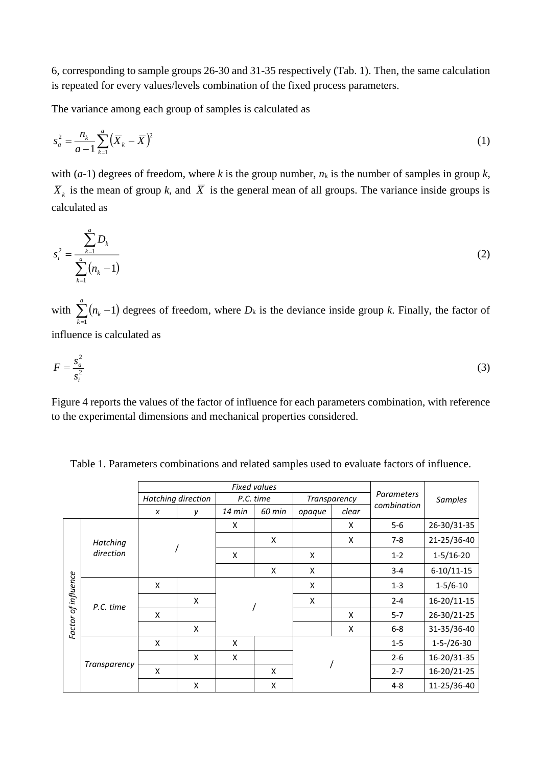6, corresponding to sample groups 26-30 and 31-35 respectively (Tab. 1). Then, the same calculation is repeated for every values/levels combination of the fixed process parameters.

The variance among each group of samples is calculated as

$$s_a^2 = \frac{n_k}{a-1}\sum_{k=1}^{a}\left(\overline{X}_k - \overline{X}\right)^2 \tag{1}$$

with ($a$-1) degrees of freedom, where $k$ is the group number, $n_k$ is the number of samples in group $k$, $\overline{X}_k$ is the mean of group $k$, and $\overline{X}$ is the general mean of all groups. The variance inside groups is calculated as

$$s_i^2 = \frac{\sum_{k=1}^{a} D_k}{\sum_{k=1}^{a}\left(n_k - 1\right)} \tag{2}$$

with $\sum_{k=1}^{a}\left(n_k - 1\right)$ degrees of freedom, where $D_k$ is the deviance inside group $k$. Finally, the factor of influence is calculated as

$$F = \frac{s_a^2}{s_i^2} \tag{3}$$

Figure 4 reports the values of the factor of influence for each parameters combination, with reference to the experimental dimensions and mechanical properties considered.

Table 1. Parameters combinations and related samples used to evaluate factors of influence.

| | | *Fixed values* | | | | | | *Parameters combination* | *Samples* |
|---|---|---|---|---|---|---|---|---|---|
| | | *Hatching direction* | | *P.C. time* | | *Transparency* | | | |
| | | *x* | *y* | *14 min* | *60 min* | *opaque* | *clear* | | |
| *Factor of influence* | *Hatching direction* | / | | X | | | X | 5-6 | 26-30/31-35 |
| | | | | | X | | X | 7-8 | 21-25/36-40 |
| | | | | X | | X | | 1-2 | 1-5/16-20 |
| | | | | | X | X | | 3-4 | 6-10/11-15 |
| | *P.C. time* | X | | / | | X | | 1-3 | 1-5/6-10 |
| | | | X | | | X | | 2-4 | 16-20/11-15 |
| | | X | | | | | X | 5-7 | 26-30/21-25 |
| | | | X | | | | X | 6-8 | 31-35/36-40 |
| | *Transparency* | X | | X | | / | | 1-5 | 1-5-/26-30 |
| | | | X | X | | | | 2-6 | 16-20/31-35 |
| | | X | | | X | | | 2-7 | 16-20/21-25 |
| | | | X | | X | | | 4-8 | 11-25/36-40 |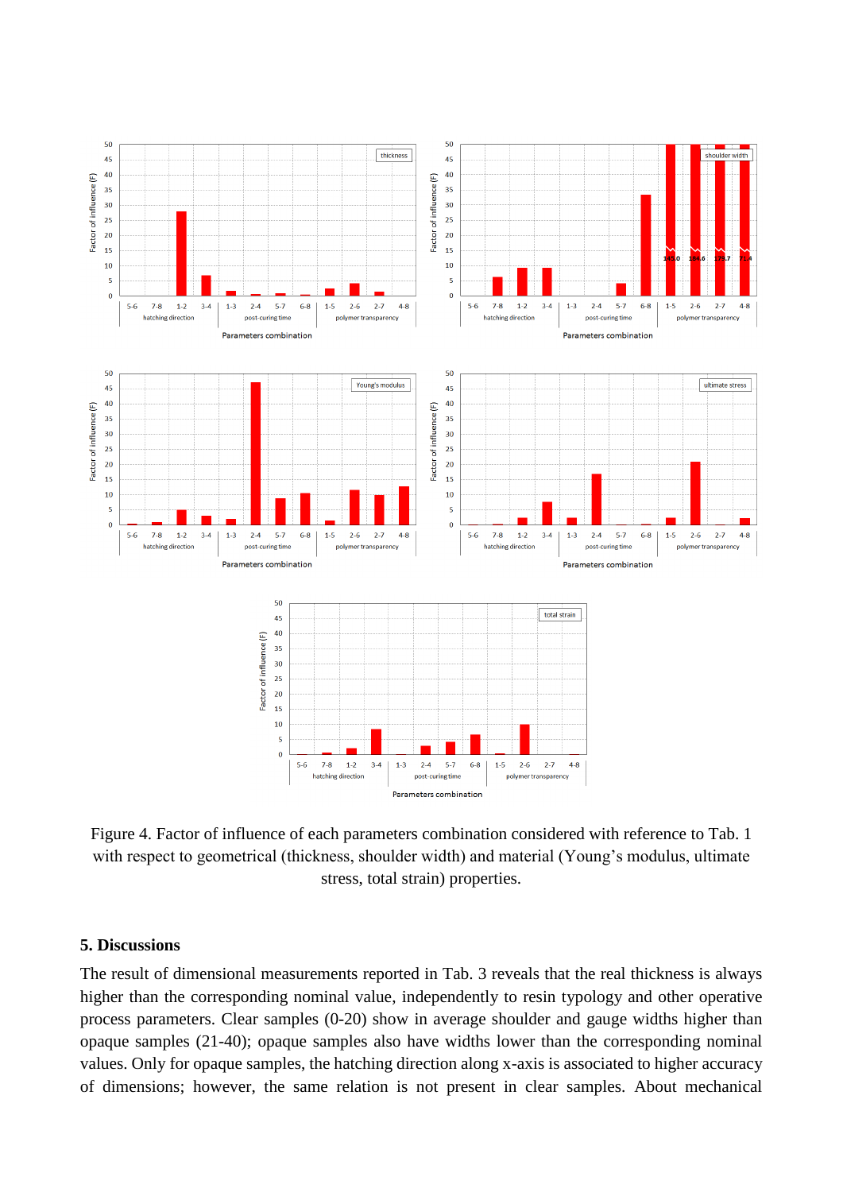Figure 4. Factor of influence of each parameters combination considered with reference to Tab. 1 with respect to geometrical (thickness, shoulder width) and material (Young's modulus, ultimate stress, total strain) properties.

## 5. Discussions

The result of dimensional measurements reported in Tab. 3 reveals that the real thickness is always higher than the corresponding nominal value, independently to resin typology and other operative process parameters. Clear samples (0-20) show in average shoulder and gauge widths higher than opaque samples (21-40); opaque samples also have widths lower than the corresponding nominal values. Only for opaque samples, the hatching direction along x-axis is associated to higher accuracy of dimensions; however, the same relation is not present in clear samples. About mechanical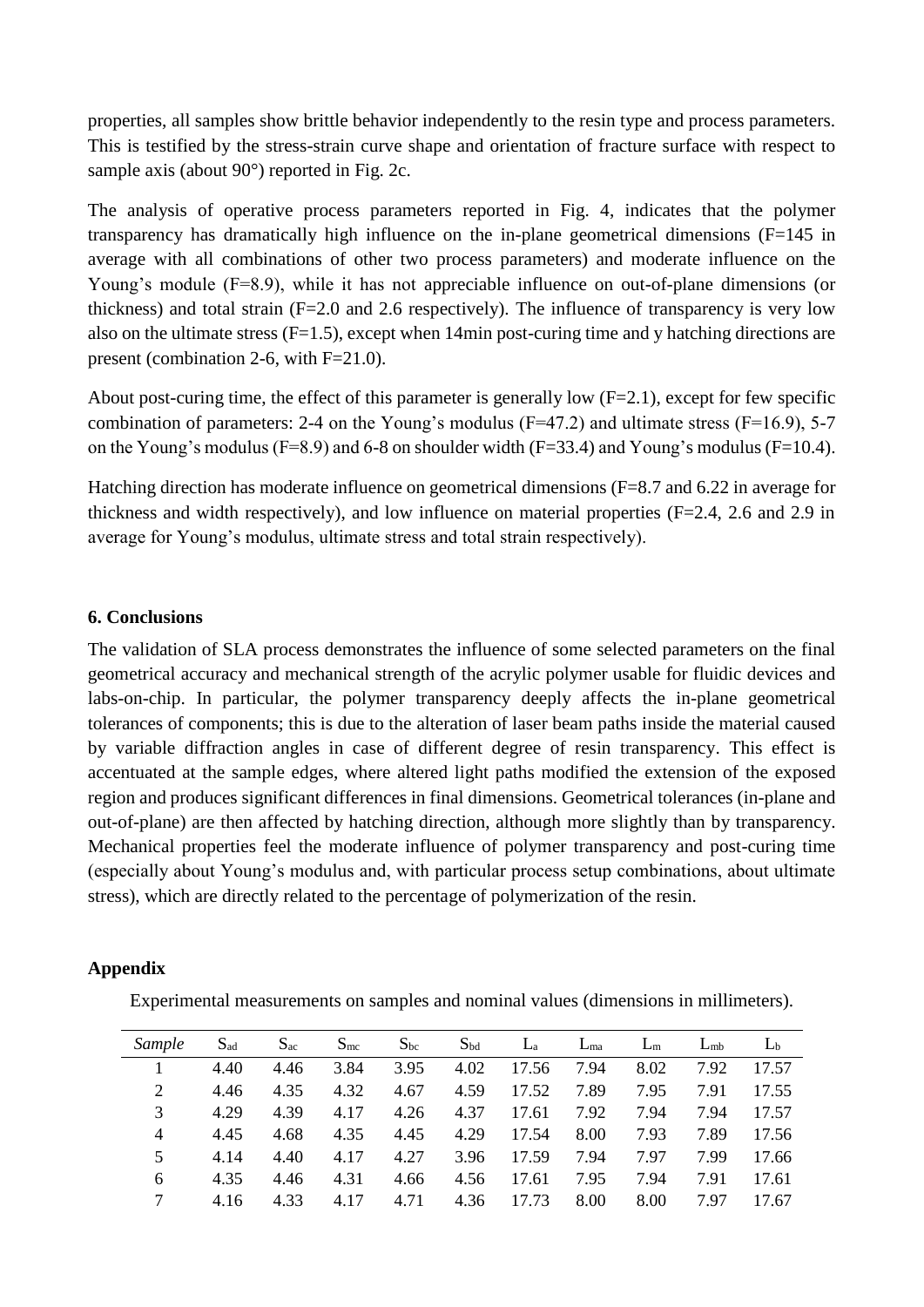properties, all samples show brittle behavior independently to the resin type and process parameters. This is testified by the stress-strain curve shape and orientation of fracture surface with respect to sample axis (about 90°) reported in Fig. 2c.

The analysis of operative process parameters reported in Fig. 4, indicates that the polymer transparency has dramatically high influence on the in-plane geometrical dimensions (F=145 in average with all combinations of other two process parameters) and moderate influence on the Young's module (F=8.9), while it has not appreciable influence on out-of-plane dimensions (or thickness) and total strain (F=2.0 and 2.6 respectively). The influence of transparency is very low also on the ultimate stress (F=1.5), except when 14min post-curing time and y hatching directions are present (combination 2-6, with F=21.0).

About post-curing time, the effect of this parameter is generally low (F=2.1), except for few specific combination of parameters: 2-4 on the Young's modulus (F=47.2) and ultimate stress (F=16.9), 5-7 on the Young's modulus (F=8.9) and 6-8 on shoulder width (F=33.4) and Young's modulus (F=10.4).

Hatching direction has moderate influence on geometrical dimensions (F=8.7 and 6.22 in average for thickness and width respectively), and low influence on material properties (F=2.4, 2.6 and 2.9 in average for Young's modulus, ultimate stress and total strain respectively).

## 6. Conclusions

The validation of SLA process demonstrates the influence of some selected parameters on the final geometrical accuracy and mechanical strength of the acrylic polymer usable for fluidic devices and labs-on-chip. In particular, the polymer transparency deeply affects the in-plane geometrical tolerances of components; this is due to the alteration of laser beam paths inside the material caused by variable diffraction angles in case of different degree of resin transparency. This effect is accentuated at the sample edges, where altered light paths modified the extension of the exposed region and produces significant differences in final dimensions. Geometrical tolerances (in-plane and out-of-plane) are then affected by hatching direction, although more slightly than by transparency. Mechanical properties feel the moderate influence of polymer transparency and post-curing time (especially about Young's modulus and, with particular process setup combinations, about ultimate stress), which are directly related to the percentage of polymerization of the resin.

## Appendix

Experimental measurements on samples and nominal values (dimensions in millimeters).

| *Sample* | $S_{ad}$ | $S_{ac}$ | $S_{mc}$ | $S_{bc}$ | $S_{bd}$ | $L_a$ | $L_{ma}$ | $L_m$ | $L_{mb}$ | $L_b$ |
|---|---|---|---|---|---|---|---|---|---|---|
| 1 | 4.40 | 4.46 | 3.84 | 3.95 | 4.02 | 17.56 | 7.94 | 8.02 | 7.92 | 17.57 |
| 2 | 4.46 | 4.35 | 4.32 | 4.67 | 4.59 | 17.52 | 7.89 | 7.95 | 7.91 | 17.55 |
| 3 | 4.29 | 4.39 | 4.17 | 4.26 | 4.37 | 17.61 | 7.92 | 7.94 | 7.94 | 17.57 |
| 4 | 4.45 | 4.68 | 4.35 | 4.45 | 4.29 | 17.54 | 8.00 | 7.93 | 7.89 | 17.56 |
| 5 | 4.14 | 4.40 | 4.17 | 4.27 | 3.96 | 17.59 | 7.94 | 7.97 | 7.99 | 17.66 |
| 6 | 4.35 | 4.46 | 4.31 | 4.66 | 4.56 | 17.61 | 7.95 | 7.94 | 7.91 | 17.61 |
| 7 | 4.16 | 4.33 | 4.17 | 4.71 | 4.36 | 17.73 | 8.00 | 8.00 | 7.97 | 17.67 |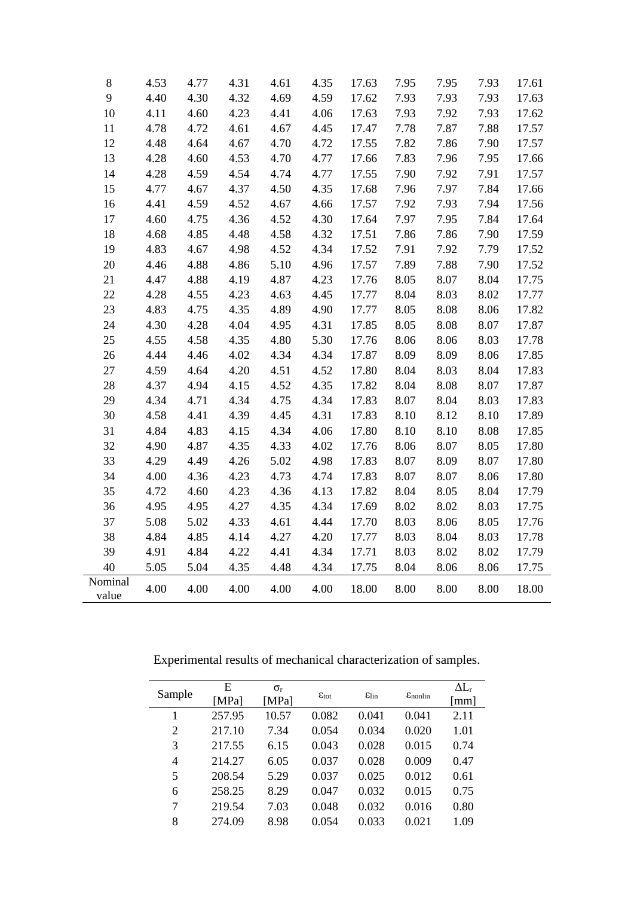| | | | | | | | | | | |
|---|---|---|---|---|---|---|---|---|---|---|
| 8 | 4.53 | 4.77 | 4.31 | 4.61 | 4.35 | 17.63 | 7.95 | 7.95 | 7.93 | 17.61 |
| 9 | 4.40 | 4.30 | 4.32 | 4.69 | 4.59 | 17.62 | 7.93 | 7.93 | 7.93 | 17.63 |
| 10 | 4.11 | 4.60 | 4.23 | 4.41 | 4.06 | 17.63 | 7.93 | 7.92 | 7.93 | 17.62 |
| 11 | 4.78 | 4.72 | 4.61 | 4.67 | 4.45 | 17.47 | 7.78 | 7.87 | 7.88 | 17.57 |
| 12 | 4.48 | 4.64 | 4.67 | 4.70 | 4.72 | 17.55 | 7.82 | 7.86 | 7.90 | 17.57 |
| 13 | 4.28 | 4.60 | 4.53 | 4.70 | 4.77 | 17.66 | 7.83 | 7.96 | 7.95 | 17.66 |
| 14 | 4.28 | 4.59 | 4.54 | 4.74 | 4.77 | 17.55 | 7.90 | 7.92 | 7.91 | 17.57 |
| 15 | 4.77 | 4.67 | 4.37 | 4.50 | 4.35 | 17.68 | 7.96 | 7.97 | 7.84 | 17.66 |
| 16 | 4.41 | 4.59 | 4.52 | 4.67 | 4.66 | 17.57 | 7.92 | 7.93 | 7.94 | 17.56 |
| 17 | 4.60 | 4.75 | 4.36 | 4.52 | 4.30 | 17.64 | 7.97 | 7.95 | 7.84 | 17.64 |
| 18 | 4.68 | 4.85 | 4.48 | 4.58 | 4.32 | 17.51 | 7.86 | 7.86 | 7.90 | 17.59 |
| 19 | 4.83 | 4.67 | 4.98 | 4.52 | 4.34 | 17.52 | 7.91 | 7.92 | 7.79 | 17.52 |
| 20 | 4.46 | 4.88 | 4.86 | 5.10 | 4.96 | 17.57 | 7.89 | 7.88 | 7.90 | 17.52 |
| 21 | 4.47 | 4.88 | 4.19 | 4.87 | 4.23 | 17.76 | 8.05 | 8.07 | 8.04 | 17.75 |
| 22 | 4.28 | 4.55 | 4.23 | 4.63 | 4.45 | 17.77 | 8.04 | 8.03 | 8.02 | 17.77 |
| 23 | 4.83 | 4.75 | 4.35 | 4.89 | 4.90 | 17.77 | 8.05 | 8.08 | 8.06 | 17.82 |
| 24 | 4.30 | 4.28 | 4.04 | 4.95 | 4.31 | 17.85 | 8.05 | 8.08 | 8.07 | 17.87 |
| 25 | 4.55 | 4.58 | 4.35 | 4.80 | 5.30 | 17.76 | 8.06 | 8.06 | 8.03 | 17.78 |
| 26 | 4.44 | 4.46 | 4.02 | 4.34 | 4.34 | 17.87 | 8.09 | 8.09 | 8.06 | 17.85 |
| 27 | 4.59 | 4.64 | 4.20 | 4.51 | 4.52 | 17.80 | 8.04 | 8.03 | 8.04 | 17.83 |
| 28 | 4.37 | 4.94 | 4.15 | 4.52 | 4.35 | 17.82 | 8.04 | 8.08 | 8.07 | 17.87 |
| 29 | 4.34 | 4.71 | 4.34 | 4.75 | 4.34 | 17.83 | 8.07 | 8.04 | 8.03 | 17.83 |
| 30 | 4.58 | 4.41 | 4.39 | 4.45 | 4.31 | 17.83 | 8.10 | 8.12 | 8.10 | 17.89 |
| 31 | 4.84 | 4.83 | 4.15 | 4.34 | 4.06 | 17.80 | 8.10 | 8.10 | 8.08 | 17.85 |
| 32 | 4.90 | 4.87 | 4.35 | 4.33 | 4.02 | 17.76 | 8.06 | 8.07 | 8.05 | 17.80 |
| 33 | 4.29 | 4.49 | 4.26 | 5.02 | 4.98 | 17.83 | 8.07 | 8.09 | 8.07 | 17.80 |
| 34 | 4.00 | 4.36 | 4.23 | 4.73 | 4.74 | 17.83 | 8.07 | 8.07 | 8.06 | 17.80 |
| 35 | 4.72 | 4.60 | 4.23 | 4.36 | 4.13 | 17.82 | 8.04 | 8.05 | 8.04 | 17.79 |
| 36 | 4.95 | 4.95 | 4.27 | 4.35 | 4.34 | 17.69 | 8.02 | 8.02 | 8.03 | 17.75 |
| 37 | 5.08 | 5.02 | 4.33 | 4.61 | 4.44 | 17.70 | 8.03 | 8.06 | 8.05 | 17.76 |
| 38 | 4.84 | 4.85 | 4.14 | 4.27 | 4.20 | 17.77 | 8.03 | 8.04 | 8.03 | 17.78 |
| 39 | 4.91 | 4.84 | 4.22 | 4.41 | 4.34 | 17.71 | 8.03 | 8.02 | 8.02 | 17.79 |
| 40 | 5.05 | 5.04 | 4.35 | 4.48 | 4.34 | 17.75 | 8.04 | 8.06 | 8.06 | 17.75 |
| Nominal value | 4.00 | 4.00 | 4.00 | 4.00 | 4.00 | 18.00 | 8.00 | 8.00 | 8.00 | 18.00 |

Experimental results of mechanical characterization of samples.

| Sample | E [MPa] | $\sigma_r$ [MPa] | $\varepsilon_{tot}$ | $\varepsilon_{lin}$ | $\varepsilon_{nonlin}$ | $\Delta L_r$ [mm] |
|---|---|---|---|---|---|---|
| 1 | 257.95 | 10.57 | 0.082 | 0.041 | 0.041 | 2.11 |
| 2 | 217.10 | 7.34 | 0.054 | 0.034 | 0.020 | 1.01 |
| 3 | 217.55 | 6.15 | 0.043 | 0.028 | 0.015 | 0.74 |
| 4 | 214.27 | 6.05 | 0.037 | 0.028 | 0.009 | 0.47 |
| 5 | 208.54 | 5.29 | 0.037 | 0.025 | 0.012 | 0.61 |
| 6 | 258.25 | 8.29 | 0.047 | 0.032 | 0.015 | 0.75 |
| 7 | 219.54 | 7.03 | 0.048 | 0.032 | 0.016 | 0.80 |
| 8 | 274.09 | 8.98 | 0.054 | 0.033 | 0.021 | 1.09 |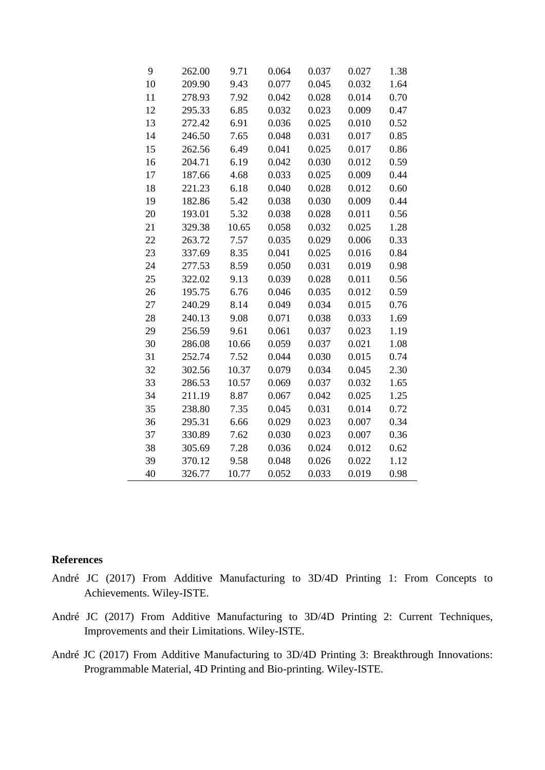| | | | | | | |
|---|---|---|---|---|---|---|
| 9 | 262.00 | 9.71 | 0.064 | 0.037 | 0.027 | 1.38 |
| 10 | 209.90 | 9.43 | 0.077 | 0.045 | 0.032 | 1.64 |
| 11 | 278.93 | 7.92 | 0.042 | 0.028 | 0.014 | 0.70 |
| 12 | 295.33 | 6.85 | 0.032 | 0.023 | 0.009 | 0.47 |
| 13 | 272.42 | 6.91 | 0.036 | 0.025 | 0.010 | 0.52 |
| 14 | 246.50 | 7.65 | 0.048 | 0.031 | 0.017 | 0.85 |
| 15 | 262.56 | 6.49 | 0.041 | 0.025 | 0.017 | 0.86 |
| 16 | 204.71 | 6.19 | 0.042 | 0.030 | 0.012 | 0.59 |
| 17 | 187.66 | 4.68 | 0.033 | 0.025 | 0.009 | 0.44 |
| 18 | 221.23 | 6.18 | 0.040 | 0.028 | 0.012 | 0.60 |
| 19 | 182.86 | 5.42 | 0.038 | 0.030 | 0.009 | 0.44 |
| 20 | 193.01 | 5.32 | 0.038 | 0.028 | 0.011 | 0.56 |
| 21 | 329.38 | 10.65 | 0.058 | 0.032 | 0.025 | 1.28 |
| 22 | 263.72 | 7.57 | 0.035 | 0.029 | 0.006 | 0.33 |
| 23 | 337.69 | 8.35 | 0.041 | 0.025 | 0.016 | 0.84 |
| 24 | 277.53 | 8.59 | 0.050 | 0.031 | 0.019 | 0.98 |
| 25 | 322.02 | 9.13 | 0.039 | 0.028 | 0.011 | 0.56 |
| 26 | 195.75 | 6.76 | 0.046 | 0.035 | 0.012 | 0.59 |
| 27 | 240.29 | 8.14 | 0.049 | 0.034 | 0.015 | 0.76 |
| 28 | 240.13 | 9.08 | 0.071 | 0.038 | 0.033 | 1.69 |
| 29 | 256.59 | 9.61 | 0.061 | 0.037 | 0.023 | 1.19 |
| 30 | 286.08 | 10.66 | 0.059 | 0.037 | 0.021 | 1.08 |
| 31 | 252.74 | 7.52 | 0.044 | 0.030 | 0.015 | 0.74 |
| 32 | 302.56 | 10.37 | 0.079 | 0.034 | 0.045 | 2.30 |
| 33 | 286.53 | 10.57 | 0.069 | 0.037 | 0.032 | 1.65 |
| 34 | 211.19 | 8.87 | 0.067 | 0.042 | 0.025 | 1.25 |
| 35 | 238.80 | 7.35 | 0.045 | 0.031 | 0.014 | 0.72 |
| 36 | 295.31 | 6.66 | 0.029 | 0.023 | 0.007 | 0.34 |
| 37 | 330.89 | 7.62 | 0.030 | 0.023 | 0.007 | 0.36 |
| 38 | 305.69 | 7.28 | 0.036 | 0.024 | 0.012 | 0.62 |
| 39 | 370.12 | 9.58 | 0.048 | 0.026 | 0.022 | 1.12 |
| 40 | 326.77 | 10.77 | 0.052 | 0.033 | 0.019 | 0.98 |

**References**

André JC (2017) From Additive Manufacturing to 3D/4D Printing 1: From Concepts to Achievements. Wiley-ISTE.

André JC (2017) From Additive Manufacturing to 3D/4D Printing 2: Current Techniques, Improvements and their Limitations. Wiley-ISTE.

André JC (2017) From Additive Manufacturing to 3D/4D Printing 3: Breakthrough Innovations: Programmable Material, 4D Printing and Bio-printing. Wiley-ISTE.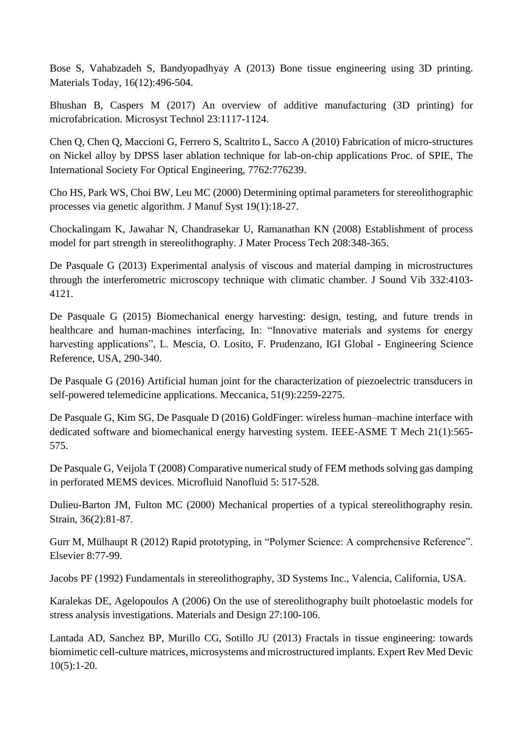Bose S, Vahabzadeh S, Bandyopadhyay A (2013) Bone tissue engineering using 3D printing. Materials Today, 16(12):496-504.

Bhushan B, Caspers M (2017) An overview of additive manufacturing (3D printing) for microfabrication. Microsyst Technol 23:1117-1124.

Chen Q, Chen Q, Maccioni G, Ferrero S, Scaltrito L, Sacco A (2010) Fabrication of micro-structures on Nickel alloy by DPSS laser ablation technique for lab-on-chip applications Proc. of SPIE, The International Society For Optical Engineering, 7762:776239.

Cho HS, Park WS, Choi BW, Leu MC (2000) Determining optimal parameters for stereolithographic processes via genetic algorithm. J Manuf Syst 19(1):18-27.

Chockalingam K, Jawahar N, Chandrasekar U, Ramanathan KN (2008) Establishment of process model for part strength in stereolithography. J Mater Process Tech 208:348-365.

De Pasquale G (2013) Experimental analysis of viscous and material damping in microstructures through the interferometric microscopy technique with climatic chamber. J Sound Vib 332:4103-4121.

De Pasquale G (2015) Biomechanical energy harvesting: design, testing, and future trends in healthcare and human-machines interfacing, In: "Innovative materials and systems for energy harvesting applications", L. Mescia, O. Losito, F. Prudenzano, IGI Global - Engineering Science Reference, USA, 290-340.

De Pasquale G (2016) Artificial human joint for the characterization of piezoelectric transducers in self-powered telemedicine applications. Meccanica, 51(9):2259-2275.

De Pasquale G, Kim SG, De Pasquale D (2016) GoldFinger: wireless human–machine interface with dedicated software and biomechanical energy harvesting system. IEEE-ASME T Mech 21(1):565-575.

De Pasquale G, Veijola T (2008) Comparative numerical study of FEM methods solving gas damping in perforated MEMS devices. Microfluid Nanofluid 5: 517-528.

Dulieu-Barton JM, Fulton MC (2000) Mechanical properties of a typical stereolithography resin. Strain, 36(2):81-87.

Gurr M, Mülhaupt R (2012) Rapid prototyping, in "Polymer Science: A comprehensive Reference". Elsevier 8:77-99.

Jacobs PF (1992) Fundamentals in stereolithography, 3D Systems Inc., Valencia, California, USA.

Karalekas DE, Agelopoulos A (2006) On the use of stereolithography built photoelastic models for stress analysis investigations. Materials and Design 27:100-106.

Lantada AD, Sanchez BP, Murillo CG, Sotillo JU (2013) Fractals in tissue engineering: towards biomimetic cell-culture matrices, microsystems and microstructured implants. Expert Rev Med Devic 10(5):1-20.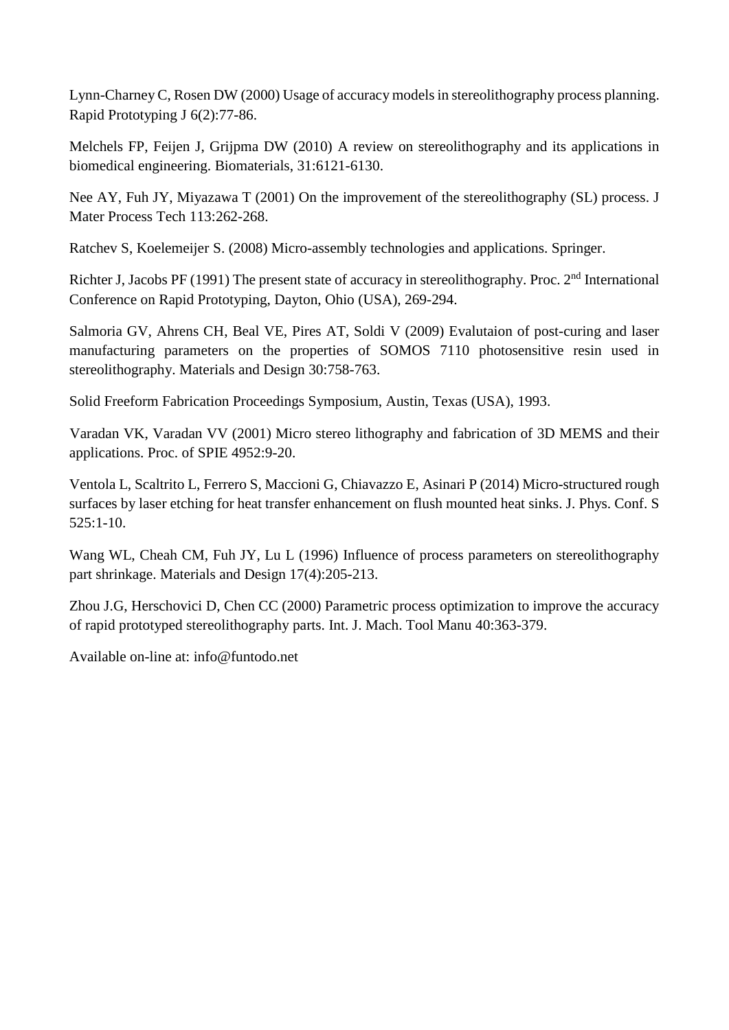Lynn-Charney C, Rosen DW (2000) Usage of accuracy models in stereolithography process planning. Rapid Prototyping J 6(2):77-86.

Melchels FP, Feijen J, Grijpma DW (2010) A review on stereolithography and its applications in biomedical engineering. Biomaterials, 31:6121-6130.

Nee AY, Fuh JY, Miyazawa T (2001) On the improvement of the stereolithography (SL) process. J Mater Process Tech 113:262-268.

Ratchev S, Koelemeijer S. (2008) Micro-assembly technologies and applications. Springer.

Richter J, Jacobs PF (1991) The present state of accuracy in stereolithography. Proc. 2nd International Conference on Rapid Prototyping, Dayton, Ohio (USA), 269-294.

Salmoria GV, Ahrens CH, Beal VE, Pires AT, Soldi V (2009) Evalutaion of post-curing and laser manufacturing parameters on the properties of SOMOS 7110 photosensitive resin used in stereolithography. Materials and Design 30:758-763.

Solid Freeform Fabrication Proceedings Symposium, Austin, Texas (USA), 1993.

Varadan VK, Varadan VV (2001) Micro stereo lithography and fabrication of 3D MEMS and their applications. Proc. of SPIE 4952:9-20.

Ventola L, Scaltrito L, Ferrero S, Maccioni G, Chiavazzo E, Asinari P (2014) Micro-structured rough surfaces by laser etching for heat transfer enhancement on flush mounted heat sinks. J. Phys. Conf. S 525:1-10.

Wang WL, Cheah CM, Fuh JY, Lu L (1996) Influence of process parameters on stereolithography part shrinkage. Materials and Design 17(4):205-213.

Zhou J.G, Herschovici D, Chen CC (2000) Parametric process optimization to improve the accuracy of rapid prototyped stereolithography parts. Int. J. Mach. Tool Manu 40:363-379.

Available on-line at: info@funtodo.net